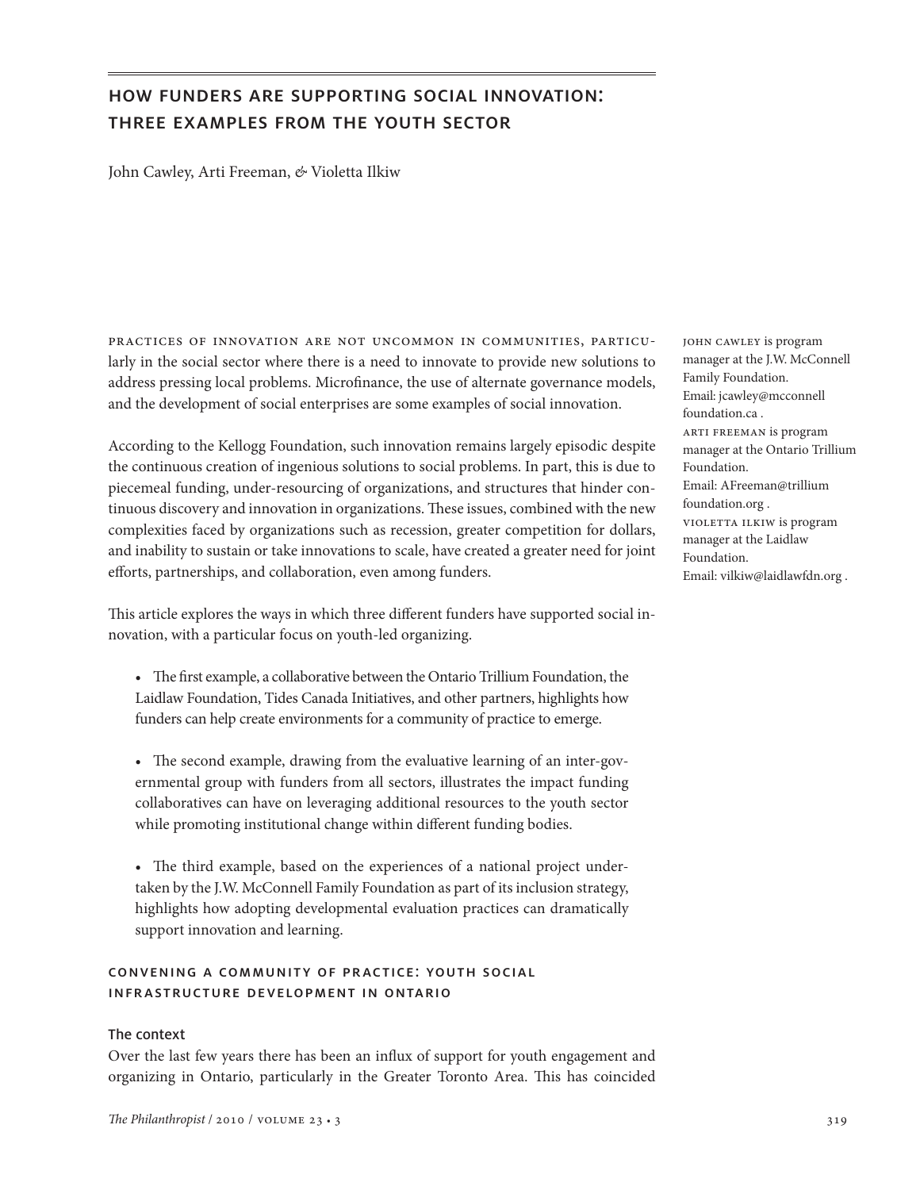# HOW FUNDERS ARE SUPPORTING SOCIAL INNOVATION: THREE EXAMPLES FROM THE YOUTH SECTOR

John Cawley, Arti Freeman, & Violetta Ilkiw

JOHN CAWLEY is program manager at the J.W. McConnell Family Foundation. Email: jcawley@mcconnellfoundation.ca . ARTI FREEMAN is program manager at the Ontario Trillium Foundation. Email: AFreeman@trilliumfoundation.org . VIOLETTA ILKIW is program manager at the Laidlaw Foundation. Email: vilkiw@laidlawfdn.org .

PRACTICES OF INNOVATION ARE NOT UNCOMMON IN COMMUNITIES, PARTICULARLY in the social sector where there is a need to innovate to provide new solutions to address pressing local problems. Microfinance, the use of alternate governance models, and the development of social enterprises are some examples of social innovation.

According to the Kellogg Foundation, such innovation remains largely episodic despite the continuous creation of ingenious solutions to social problems. In part, this is due to piecemeal funding, under-resourcing of organizations, and structures that hinder continuous discovery and innovation in organizations. These issues, combined with the new complexities faced by organizations such as recession, greater competition for dollars, and inability to sustain or take innovations to scale, have created a greater need for joint efforts, partnerships, and collaboration, even among funders.

This article explores the ways in which three different funders have supported social innovation, with a particular focus on youth-led organizing.

- The first example, a collaborative between the Ontario Trillium Foundation, the Laidlaw Foundation, Tides Canada Initiatives, and other partners, highlights how funders can help create environments for a community of practice to emerge.

- The second example, drawing from the evaluative learning of an inter-governmental group with funders from all sectors, illustrates the impact funding collaboratives can have on leveraging additional resources to the youth sector while promoting institutional change within different funding bodies.

- The third example, based on the experiences of a national project undertaken by the J.W. McConnell Family Foundation as part of its inclusion strategy, highlights how adopting developmental evaluation practices can dramatically support innovation and learning.

## CONVENING A COMMUNITY OF PRACTICE: YOUTH SOCIAL INFRASTRUCTURE DEVELOPMENT IN ONTARIO

### The context

Over the last few years there has been an influx of support for youth engagement and organizing in Ontario, particularly in the Greater Toronto Area. This has coincided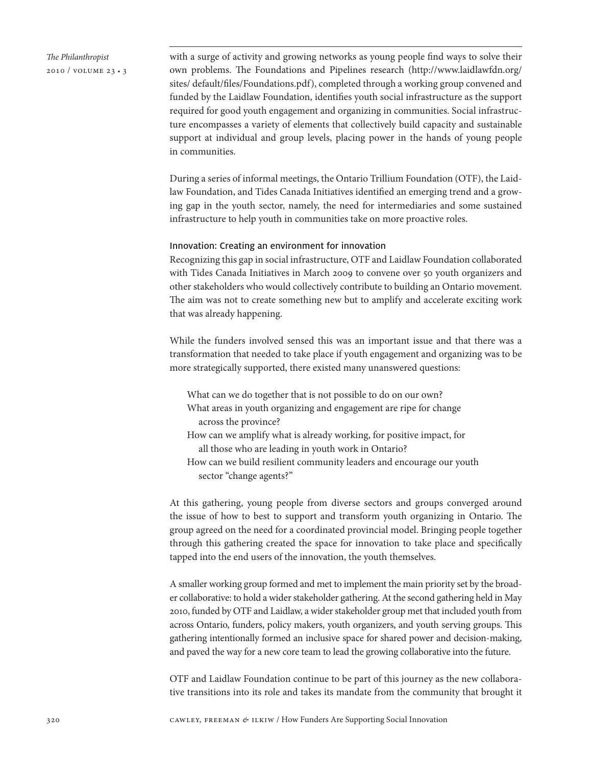with a surge of activity and growing networks as young people find ways to solve their own problems. The Foundations and Pipelines research (http://www.laidlawfdn.org/sites/ default/files/Foundations.pdf), completed through a working group convened and funded by the Laidlaw Foundation, identifies youth social infrastructure as the support required for good youth engagement and organizing in communities. Social infrastructure encompasses a variety of elements that collectively build capacity and sustainable support at individual and group levels, placing power in the hands of young people in communities.

During a series of informal meetings, the Ontario Trillium Foundation (OTF), the Laidlaw Foundation, and Tides Canada Initiatives identified an emerging trend and a growing gap in the youth sector, namely, the need for intermediaries and some sustained infrastructure to help youth in communities take on more proactive roles.

### Innovation: Creating an environment for innovation

Recognizing this gap in social infrastructure, OTF and Laidlaw Foundation collaborated with Tides Canada Initiatives in March 2009 to convene over 50 youth organizers and other stakeholders who would collectively contribute to building an Ontario movement. The aim was not to create something new but to amplify and accelerate exciting work that was already happening.

While the funders involved sensed this was an important issue and that there was a transformation that needed to take place if youth engagement and organizing was to be more strategically supported, there existed many unanswered questions:

> What can we do together that is not possible to do on our own?
> What areas in youth organizing and engagement are ripe for change across the province?
> How can we amplify what is already working, for positive impact, for all those who are leading in youth work in Ontario?
> How can we build resilient community leaders and encourage our youth sector "change agents?"

At this gathering, young people from diverse sectors and groups converged around the issue of how to best to support and transform youth organizing in Ontario. The group agreed on the need for a coordinated provincial model. Bringing people together through this gathering created the space for innovation to take place and specifically tapped into the end users of the innovation, the youth themselves.

A smaller working group formed and met to implement the main priority set by the broader collaborative: to hold a wider stakeholder gathering. At the second gathering held in May 2010, funded by OTF and Laidlaw, a wider stakeholder group met that included youth from across Ontario, funders, policy makers, youth organizers, and youth serving groups. This gathering intentionally formed an inclusive space for shared power and decision-making, and paved the way for a new core team to lead the growing collaborative into the future.

OTF and Laidlaw Foundation continue to be part of this journey as the new collaborative transitions into its role and takes its mandate from the community that brought it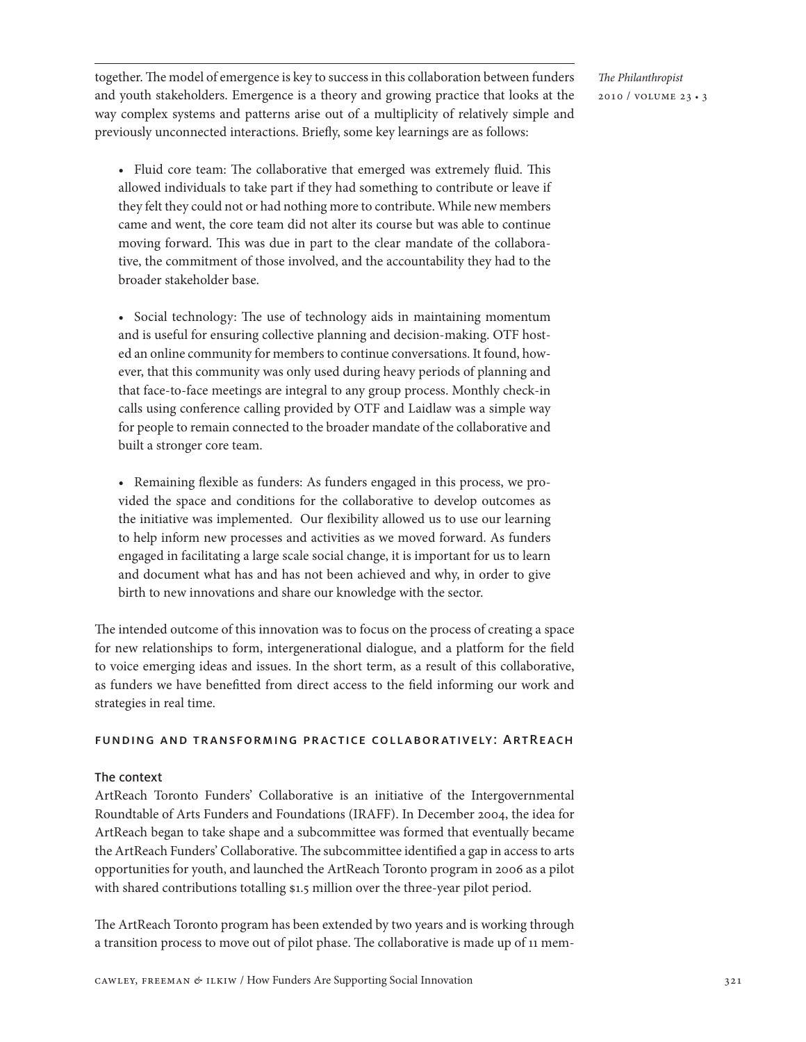together. The model of emergence is key to success in this collaboration between funders and youth stakeholders. Emergence is a theory and growing practice that looks at the way complex systems and patterns arise out of a multiplicity of relatively simple and previously unconnected interactions. Briefly, some key learnings are as follows:

- Fluid core team: The collaborative that emerged was extremely fluid. This allowed individuals to take part if they had something to contribute or leave if they felt they could not or had nothing more to contribute. While new members came and went, the core team did not alter its course but was able to continue moving forward. This was due in part to the clear mandate of the collaborative, the commitment of those involved, and the accountability they had to the broader stakeholder base.

- Social technology: The use of technology aids in maintaining momentum and is useful for ensuring collective planning and decision-making. OTF hosted an online community for members to continue conversations. It found, however, that this community was only used during heavy periods of planning and that face-to-face meetings are integral to any group process. Monthly check-in calls using conference calling provided by OTF and Laidlaw was a simple way for people to remain connected to the broader mandate of the collaborative and built a stronger core team.

- Remaining flexible as funders: As funders engaged in this process, we provided the space and conditions for the collaborative to develop outcomes as the initiative was implemented. Our flexibility allowed us to use our learning to help inform new processes and activities as we moved forward. As funders engaged in facilitating a large scale social change, it is important for us to learn and document what has and has not been achieved and why, in order to give birth to new innovations and share our knowledge with the sector.

The intended outcome of this innovation was to focus on the process of creating a space for new relationships to form, intergenerational dialogue, and a platform for the field to voice emerging ideas and issues. In the short term, as a result of this collaborative, as funders we have benefitted from direct access to the field informing our work and strategies in real time.

## Funding and Transforming Practice Collaboratively: ArtReach

### The context

ArtReach Toronto Funders' Collaborative is an initiative of the Intergovernmental Roundtable of Arts Funders and Foundations (IRAFF). In December 2004, the idea for ArtReach began to take shape and a subcommittee was formed that eventually became the ArtReach Funders' Collaborative. The subcommittee identified a gap in access to arts opportunities for youth, and launched the ArtReach Toronto program in 2006 as a pilot with shared contributions totalling $1.5 million over the three-year pilot period.

The ArtReach Toronto program has been extended by two years and is working through a transition process to move out of pilot phase. The collaborative is made up of 11 mem-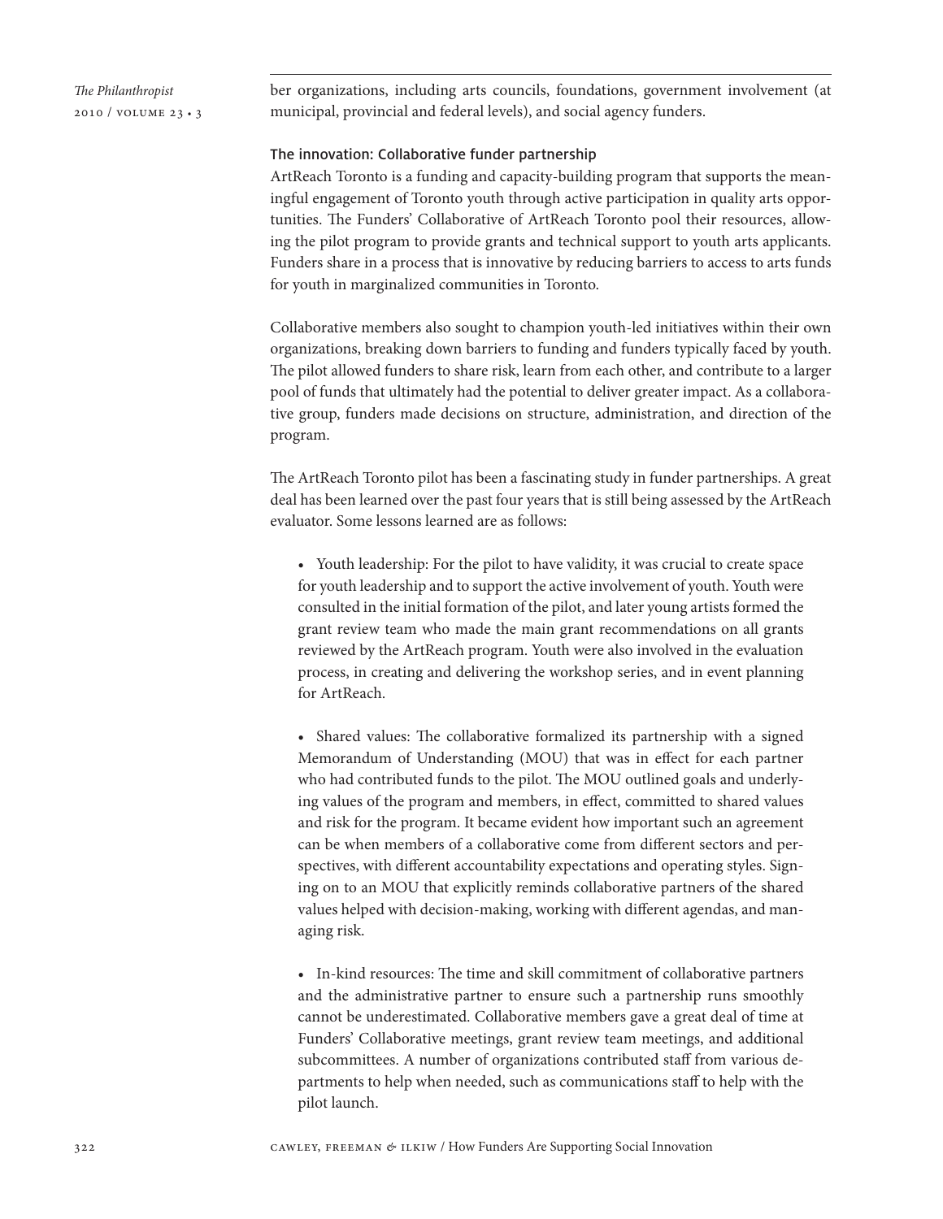ber organizations, including arts councils, foundations, government involvement (at municipal, provincial and federal levels), and social agency funders.

### The innovation: Collaborative funder partnership

ArtReach Toronto is a funding and capacity-building program that supports the meaningful engagement of Toronto youth through active participation in quality arts opportunities. The Funders' Collaborative of ArtReach Toronto pool their resources, allowing the pilot program to provide grants and technical support to youth arts applicants. Funders share in a process that is innovative by reducing barriers to access to arts funds for youth in marginalized communities in Toronto.

Collaborative members also sought to champion youth-led initiatives within their own organizations, breaking down barriers to funding and funders typically faced by youth. The pilot allowed funders to share risk, learn from each other, and contribute to a larger pool of funds that ultimately had the potential to deliver greater impact. As a collaborative group, funders made decisions on structure, administration, and direction of the program.

The ArtReach Toronto pilot has been a fascinating study in funder partnerships. A great deal has been learned over the past four years that is still being assessed by the ArtReach evaluator. Some lessons learned are as follows:

- Youth leadership: For the pilot to have validity, it was crucial to create space for youth leadership and to support the active involvement of youth. Youth were consulted in the initial formation of the pilot, and later young artists formed the grant review team who made the main grant recommendations on all grants reviewed by the ArtReach program. Youth were also involved in the evaluation process, in creating and delivering the workshop series, and in event planning for ArtReach.

- Shared values: The collaborative formalized its partnership with a signed Memorandum of Understanding (MOU) that was in effect for each partner who had contributed funds to the pilot. The MOU outlined goals and underlying values of the program and members, in effect, committed to shared values and risk for the program. It became evident how important such an agreement can be when members of a collaborative come from different sectors and perspectives, with different accountability expectations and operating styles. Signing on to an MOU that explicitly reminds collaborative partners of the shared values helped with decision-making, working with different agendas, and managing risk.

- In-kind resources: The time and skill commitment of collaborative partners and the administrative partner to ensure such a partnership runs smoothly cannot be underestimated. Collaborative members gave a great deal of time at Funders' Collaborative meetings, grant review team meetings, and additional subcommittees. A number of organizations contributed staff from various departments to help when needed, such as communications staff to help with the pilot launch.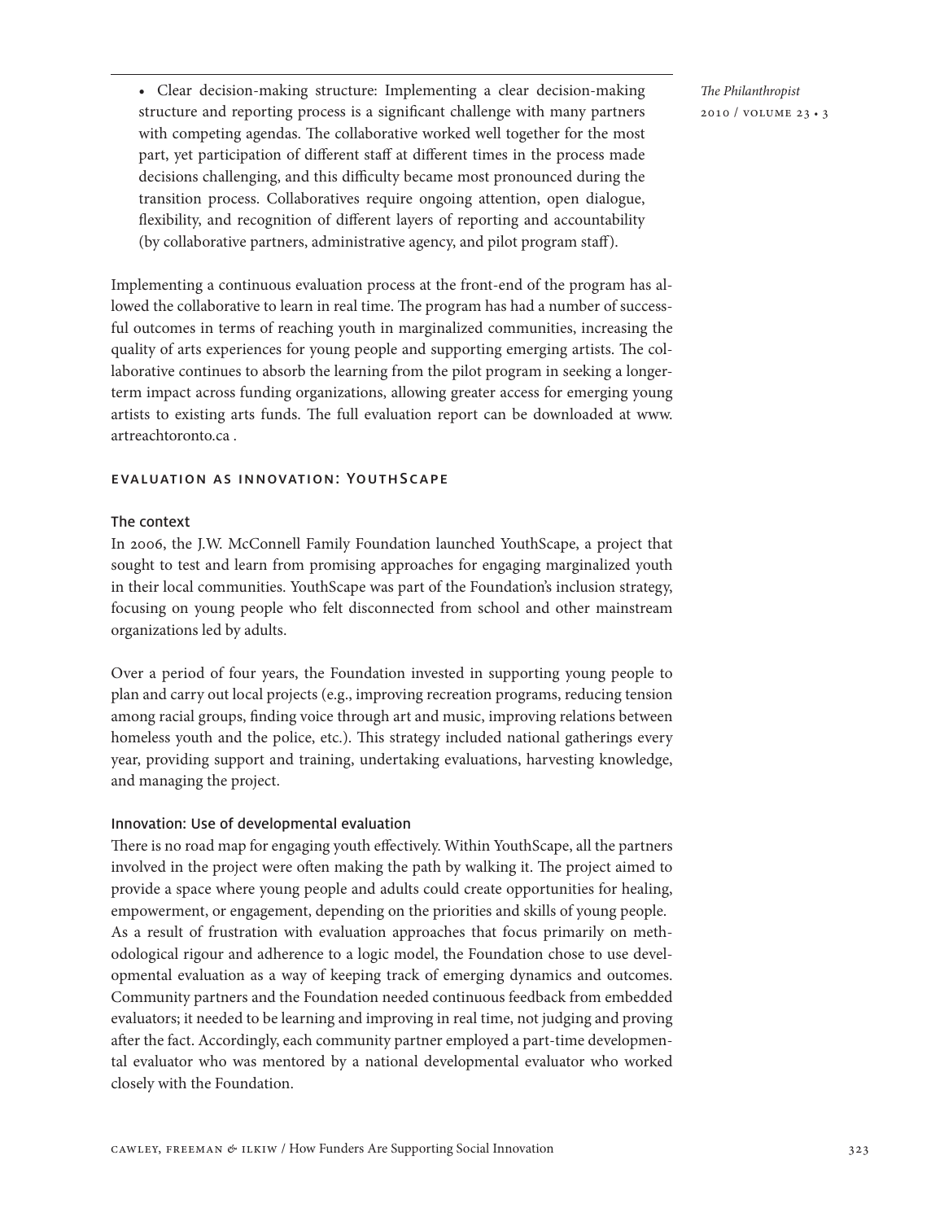- Clear decision-making structure: Implementing a clear decision-making structure and reporting process is a significant challenge with many partners with competing agendas. The collaborative worked well together for the most part, yet participation of different staff at different times in the process made decisions challenging, and this difficulty became most pronounced during the transition process. Collaboratives require ongoing attention, open dialogue, flexibility, and recognition of different layers of reporting and accountability (by collaborative partners, administrative agency, and pilot program staff).

Implementing a continuous evaluation process at the front-end of the program has allowed the collaborative to learn in real time. The program has had a number of successful outcomes in terms of reaching youth in marginalized communities, increasing the quality of arts experiences for young people and supporting emerging artists. The collaborative continues to absorb the learning from the pilot program in seeking a longer-term impact across funding organizations, allowing greater access for emerging young artists to existing arts funds. The full evaluation report can be downloaded at www.artreachtoronto.ca .

## Evaluation as innovation: YouthScape

### The context

In 2006, the J.W. McConnell Family Foundation launched YouthScape, a project that sought to test and learn from promising approaches for engaging marginalized youth in their local communities. YouthScape was part of the Foundation's inclusion strategy, focusing on young people who felt disconnected from school and other mainstream organizations led by adults.

Over a period of four years, the Foundation invested in supporting young people to plan and carry out local projects (e.g., improving recreation programs, reducing tension among racial groups, finding voice through art and music, improving relations between homeless youth and the police, etc.). This strategy included national gatherings every year, providing support and training, undertaking evaluations, harvesting knowledge, and managing the project.

### Innovation: Use of developmental evaluation

There is no road map for engaging youth effectively. Within YouthScape, all the partners involved in the project were often making the path by walking it. The project aimed to provide a space where young people and adults could create opportunities for healing, empowerment, or engagement, depending on the priorities and skills of young people.
As a result of frustration with evaluation approaches that focus primarily on methodological rigour and adherence to a logic model, the Foundation chose to use developmental evaluation as a way of keeping track of emerging dynamics and outcomes. Community partners and the Foundation needed continuous feedback from embedded evaluators; it needed to be learning and improving in real time, not judging and proving after the fact. Accordingly, each community partner employed a part-time developmental evaluator who was mentored by a national developmental evaluator who worked closely with the Foundation.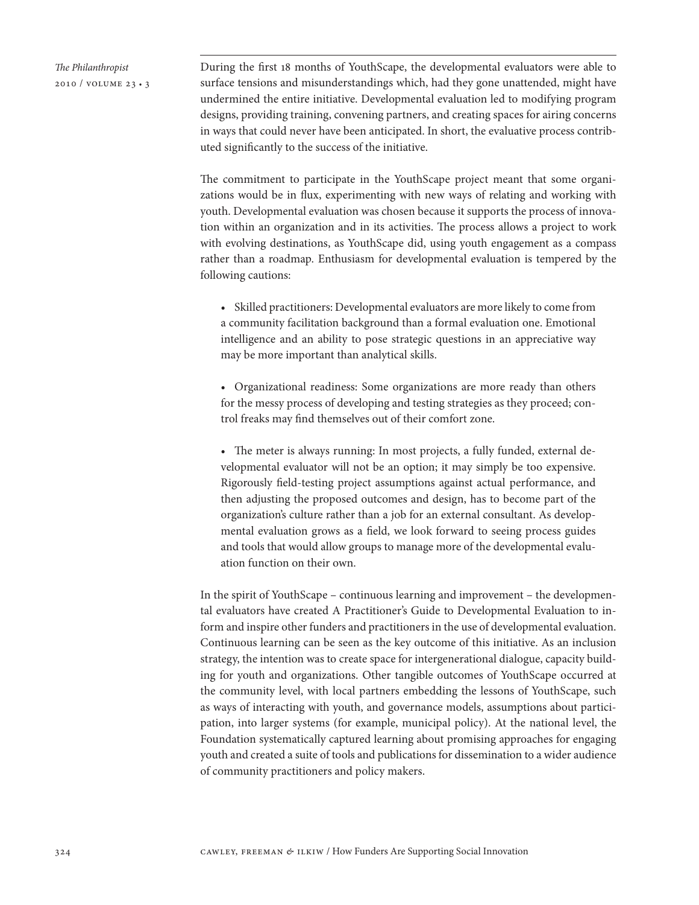During the first 18 months of YouthScape, the developmental evaluators were able to surface tensions and misunderstandings which, had they gone unattended, might have undermined the entire initiative. Developmental evaluation led to modifying program designs, providing training, convening partners, and creating spaces for airing concerns in ways that could never have been anticipated. In short, the evaluative process contributed significantly to the success of the initiative.

The commitment to participate in the YouthScape project meant that some organizations would be in flux, experimenting with new ways of relating and working with youth. Developmental evaluation was chosen because it supports the process of innovation within an organization and in its activities. The process allows a project to work with evolving destinations, as YouthScape did, using youth engagement as a compass rather than a roadmap. Enthusiasm for developmental evaluation is tempered by the following cautions:

- Skilled practitioners: Developmental evaluators are more likely to come from a community facilitation background than a formal evaluation one. Emotional intelligence and an ability to pose strategic questions in an appreciative way may be more important than analytical skills.

- Organizational readiness: Some organizations are more ready than others for the messy process of developing and testing strategies as they proceed; control freaks may find themselves out of their comfort zone.

- The meter is always running: In most projects, a fully funded, external developmental evaluator will not be an option; it may simply be too expensive. Rigorously field-testing project assumptions against actual performance, and then adjusting the proposed outcomes and design, has to become part of the organization's culture rather than a job for an external consultant. As developmental evaluation grows as a field, we look forward to seeing process guides and tools that would allow groups to manage more of the developmental evaluation function on their own.

In the spirit of YouthScape – continuous learning and improvement – the developmental evaluators have created A Practitioner's Guide to Developmental Evaluation to inform and inspire other funders and practitioners in the use of developmental evaluation. Continuous learning can be seen as the key outcome of this initiative. As an inclusion strategy, the intention was to create space for intergenerational dialogue, capacity building for youth and organizations. Other tangible outcomes of YouthScape occurred at the community level, with local partners embedding the lessons of YouthScape, such as ways of interacting with youth, and governance models, assumptions about participation, into larger systems (for example, municipal policy). At the national level, the Foundation systematically captured learning about promising approaches for engaging youth and created a suite of tools and publications for dissemination to a wider audience of community practitioners and policy makers.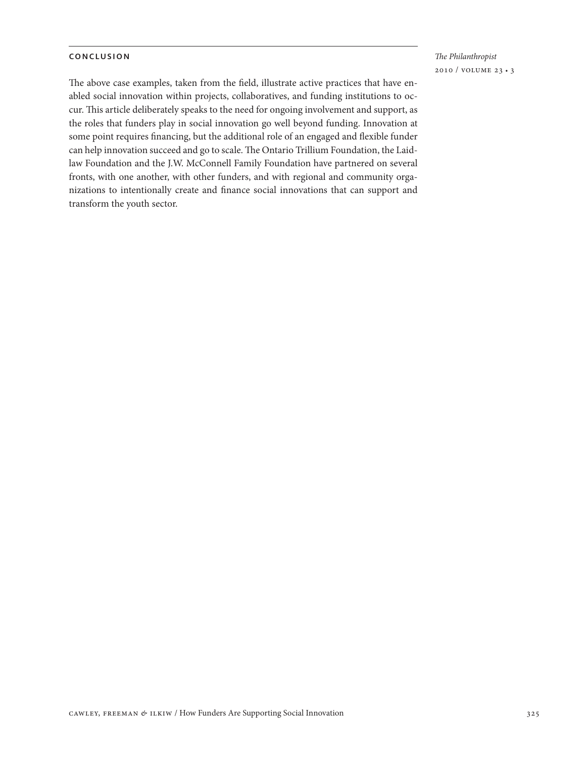## CONCLUSION

The above case examples, taken from the field, illustrate active practices that have enabled social innovation within projects, collaboratives, and funding institutions to occur. This article deliberately speaks to the need for ongoing involvement and support, as the roles that funders play in social innovation go well beyond funding. Innovation at some point requires financing, but the additional role of an engaged and flexible funder can help innovation succeed and go to scale. The Ontario Trillium Foundation, the Laidlaw Foundation and the J.W. McConnell Family Foundation have partnered on several fronts, with one another, with other funders, and with regional and community organizations to intentionally create and finance social innovations that can support and transform the youth sector.